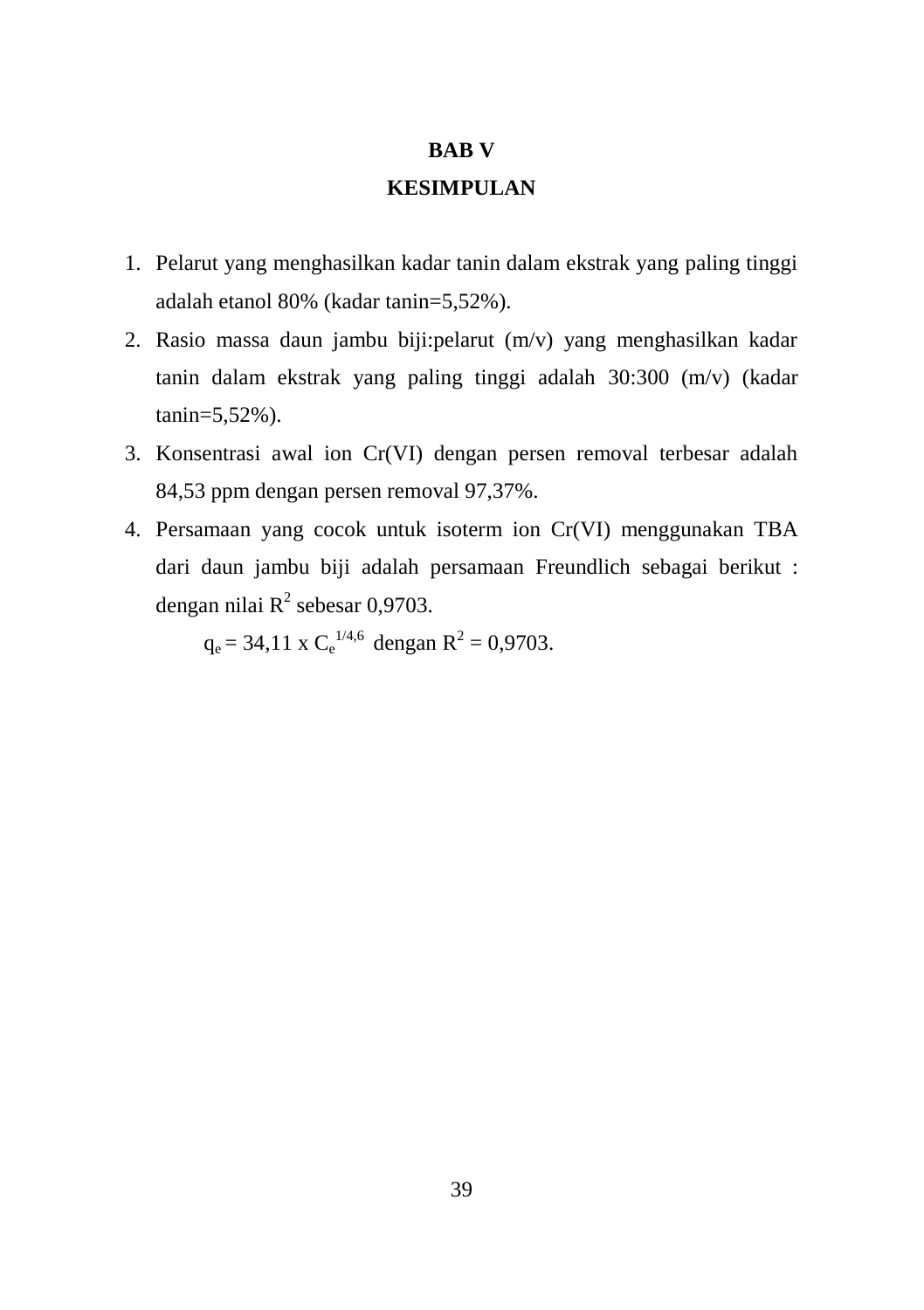# BAB V

# KESIMPULAN

1. Pelarut yang menghasilkan kadar tanin dalam ekstrak yang paling tinggi adalah etanol 80% (kadar tanin=5,52%).
2. Rasio massa daun jambu biji:pelarut (m/v) yang menghasilkan kadar tanin dalam ekstrak yang paling tinggi adalah 30:300 (m/v) (kadar tanin=5,52%).
3. Konsentrasi awal ion Cr(VI) dengan persen removal terbesar adalah 84,53 ppm dengan persen removal 97,37%.
4. Persamaan yang cocok untuk isoterm ion Cr(VI) menggunakan TBA dari daun jambu biji adalah persamaan Freundlich sebagai berikut : dengan nilai $R^2$ sebesar 0,9703.

   $q_e = 34{,}11 \times C_e^{1/4{,}6}$ dengan $R^2 = 0{,}9703$.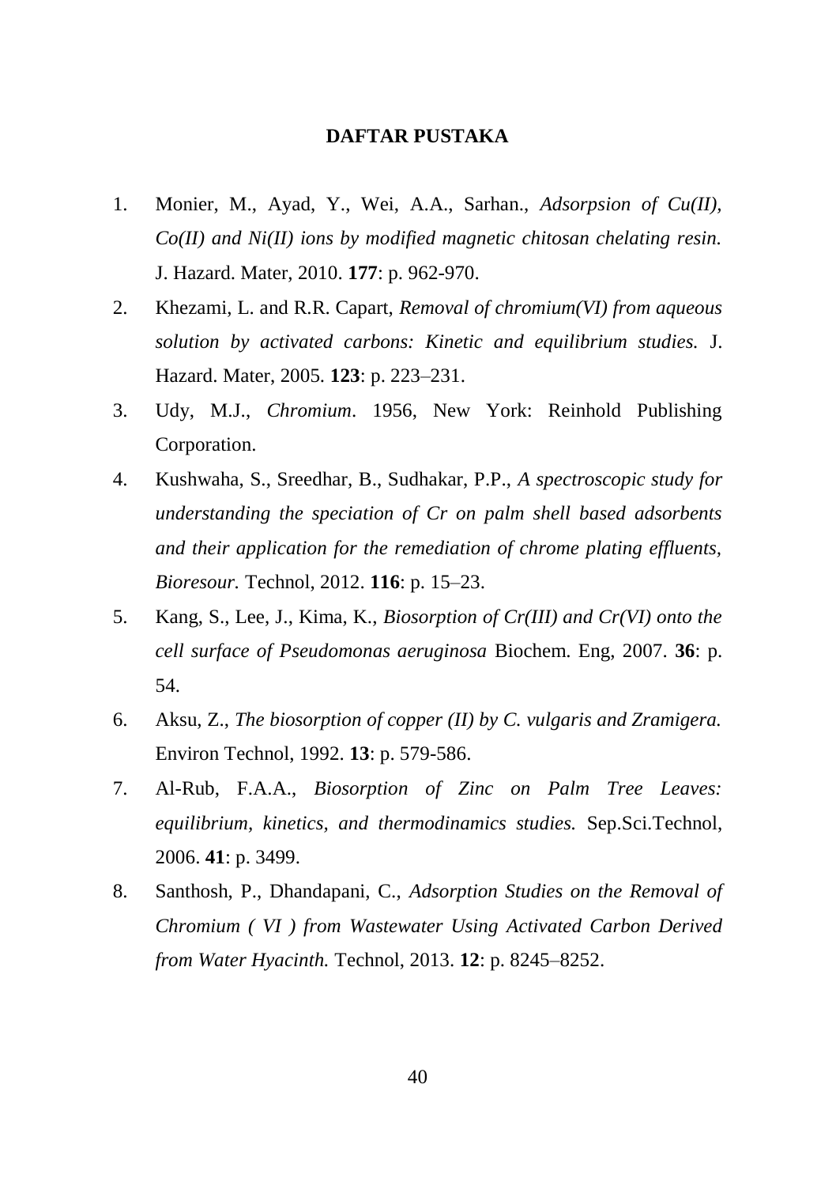## DAFTAR PUSTAKA

1. Monier, M., Ayad, Y., Wei, A.A., Sarhan., *Adsorpsion of Cu(II), Co(II) and Ni(II) ions by modified magnetic chitosan chelating resin.* J. Hazard. Mater, 2010. **177**: p. 962-970.
2. Khezami, L. and R.R. Capart, *Removal of chromium(VI) from aqueous solution by activated carbons: Kinetic and equilibrium studies.* J. Hazard. Mater, 2005. **123**: p. 223–231.
3. Udy, M.J., *Chromium*. 1956, New York: Reinhold Publishing Corporation.
4. Kushwaha, S., Sreedhar, B., Sudhakar, P.P., *A spectroscopic study for understanding the speciation of Cr on palm shell based adsorbents and their application for the remediation of chrome plating effluents, Bioresour.* Technol, 2012. **116**: p. 15–23.
5. Kang, S., Lee, J., Kima, K., *Biosorption of Cr(III) and Cr(VI) onto the cell surface of Pseudomonas aeruginosa* Biochem. Eng, 2007. **36**: p. 54.
6. Aksu, Z., *The biosorption of copper (II) by C. vulgaris and Zramigera.* Environ Technol, 1992. **13**: p. 579-586.
7. Al-Rub, F.A.A., *Biosorption of Zinc on Palm Tree Leaves: equilibrium, kinetics, and thermodinamics studies.* Sep.Sci.Technol, 2006. **41**: p. 3499.
8. Santhosh, P., Dhandapani, C., *Adsorption Studies on the Removal of Chromium ( VI ) from Wastewater Using Activated Carbon Derived from Water Hyacinth.* Technol, 2013. **12**: p. 8245–8252.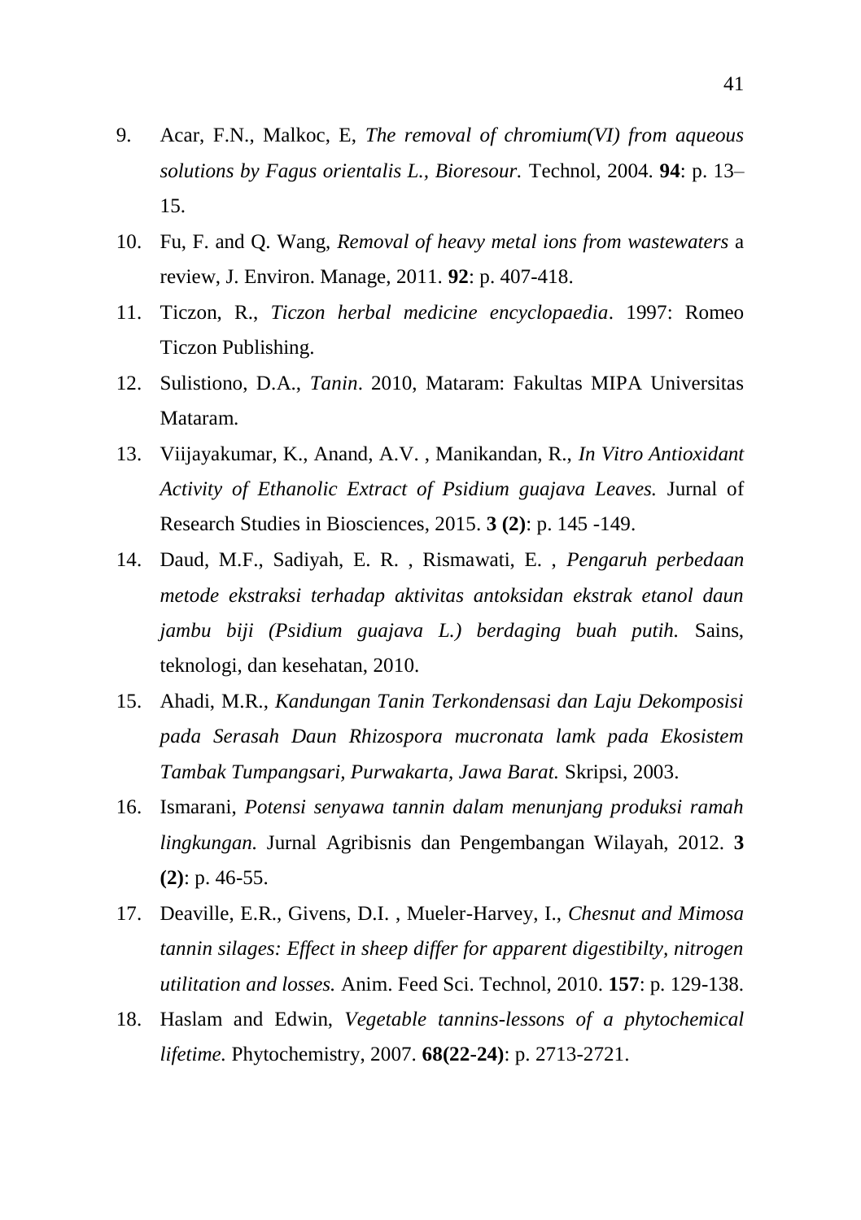9. Acar, F.N., Malkoc, E, *The removal of chromium(VI) from aqueous solutions by Fagus orientalis L., Bioresour.* Technol, 2004. **94**: p. 13–15.
10. Fu, F. and Q. Wang, *Removal of heavy metal ions from wastewaters* a review, J. Environ. Manage, 2011. **92**: p. 407-418.
11. Ticzon, R., *Ticzon herbal medicine encyclopaedia*. 1997: Romeo Ticzon Publishing.
12. Sulistiono, D.A., *Tanin*. 2010, Mataram: Fakultas MIPA Universitas Mataram.
13. Viijayakumar, K., Anand, A.V. , Manikandan, R., *In Vitro Antioxidant Activity of Ethanolic Extract of Psidium guajava Leaves.* Jurnal of Research Studies in Biosciences, 2015. **3 (2)**: p. 145 -149.
14. Daud, M.F., Sadiyah, E. R. , Rismawati, E. , *Pengaruh perbedaan metode ekstraksi terhadap aktivitas antoksidan ekstrak etanol daun jambu biji (Psidium guajava L.) berdaging buah putih.* Sains, teknologi, dan kesehatan, 2010.
15. Ahadi, M.R., *Kandungan Tanin Terkondensasi dan Laju Dekomposisi pada Serasah Daun Rhizospora mucronata lamk pada Ekosistem Tambak Tumpangsari, Purwakarta, Jawa Barat.* Skripsi, 2003.
16. Ismarani, *Potensi senyawa tannin dalam menunjang produksi ramah lingkungan.* Jurnal Agribisnis dan Pengembangan Wilayah, 2012. **3 (2)**: p. 46-55.
17. Deaville, E.R., Givens, D.I. , Mueler-Harvey, I., *Chesnut and Mimosa tannin silages: Effect in sheep differ for apparent digestibilty, nitrogen utilitation and losses.* Anim. Feed Sci. Technol, 2010. **157**: p. 129-138.
18. Haslam and Edwin, *Vegetable tannins-lessons of a phytochemical lifetime.* Phytochemistry, 2007. **68(22-24)**: p. 2713-2721.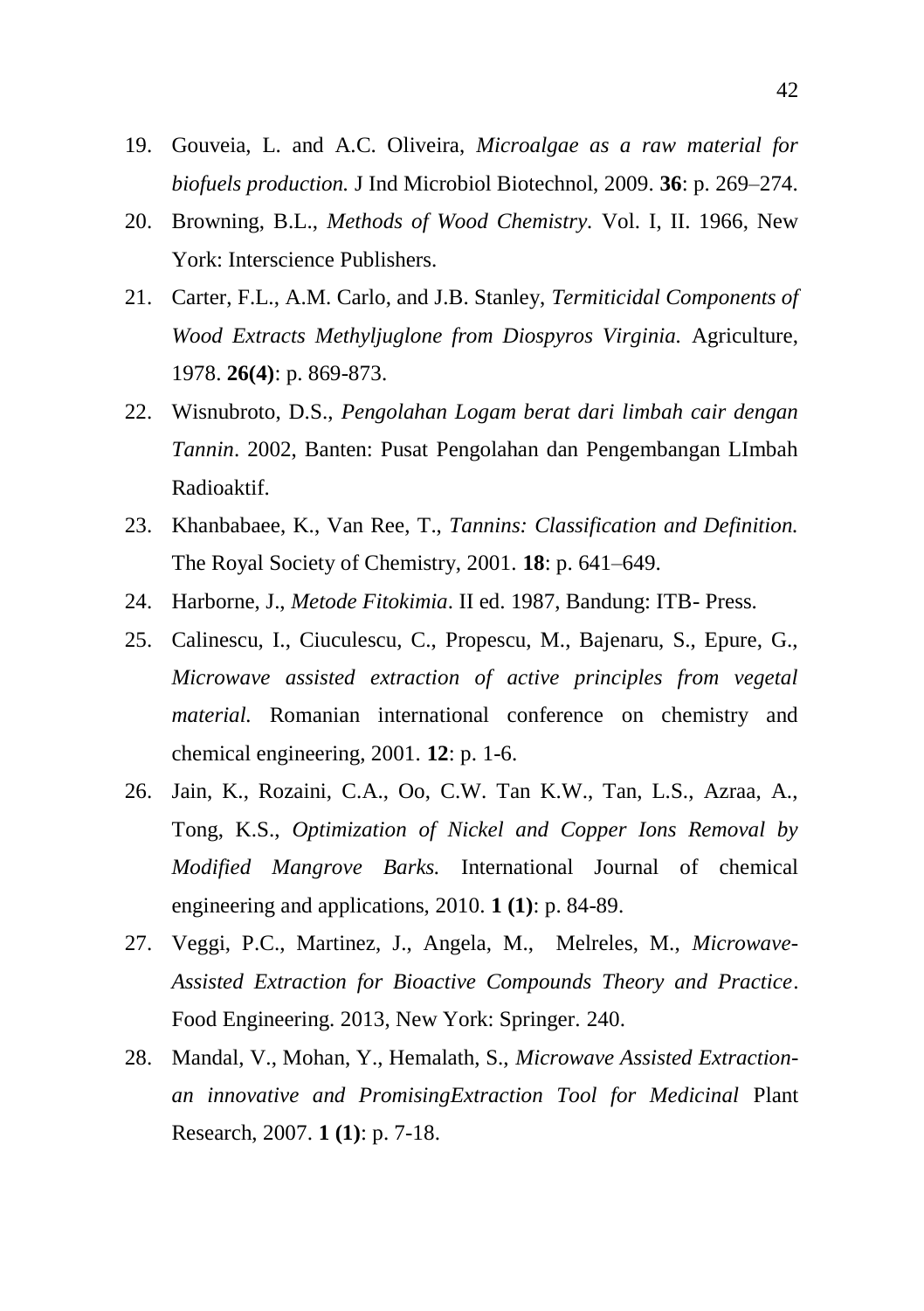19. Gouveia, L. and A.C. Oliveira, *Microalgae as a raw material for biofuels production.* J Ind Microbiol Biotechnol, 2009. **36**: p. 269–274.
20. Browning, B.L., *Methods of Wood Chemistry.* Vol. I, II. 1966, New York: Interscience Publishers.
21. Carter, F.L., A.M. Carlo, and J.B. Stanley, *Termiticidal Components of Wood Extracts Methyljuglone from Diospyros Virginia.* Agriculture, 1978. **26(4)**: p. 869-873.
22. Wisnubroto, D.S., *Pengolahan Logam berat dari limbah cair dengan Tannin*. 2002, Banten: Pusat Pengolahan dan Pengembangan LImbah Radioaktif.
23. Khanbabaee, K., Van Ree, T., *Tannins: Classification and Definition.* The Royal Society of Chemistry, 2001. **18**: p. 641–649.
24. Harborne, J., *Metode Fitokimia*. II ed. 1987, Bandung: ITB- Press.
25. Calinescu, I., Ciuculescu, C., Propescu, M., Bajenaru, S., Epure, G., *Microwave assisted extraction of active principles from vegetal material.* Romanian international conference on chemistry and chemical engineering, 2001. **12**: p. 1-6.
26. Jain, K., Rozaini, C.A., Oo, C.W. Tan K.W., Tan, L.S., Azraa, A., Tong, K.S., *Optimization of Nickel and Copper Ions Removal by Modified Mangrove Barks.* International Journal of chemical engineering and applications, 2010. **1 (1)**: p. 84-89.
27. Veggi, P.C., Martinez, J., Angela, M., Melreles, M., *Microwave-Assisted Extraction for Bioactive Compounds Theory and Practice*. Food Engineering. 2013, New York: Springer. 240.
28. Mandal, V., Mohan, Y., Hemalath, S., *Microwave Assisted Extraction-an innovative and PromisingExtraction Tool for Medicinal* Plant Research, 2007. **1 (1)**: p. 7-18.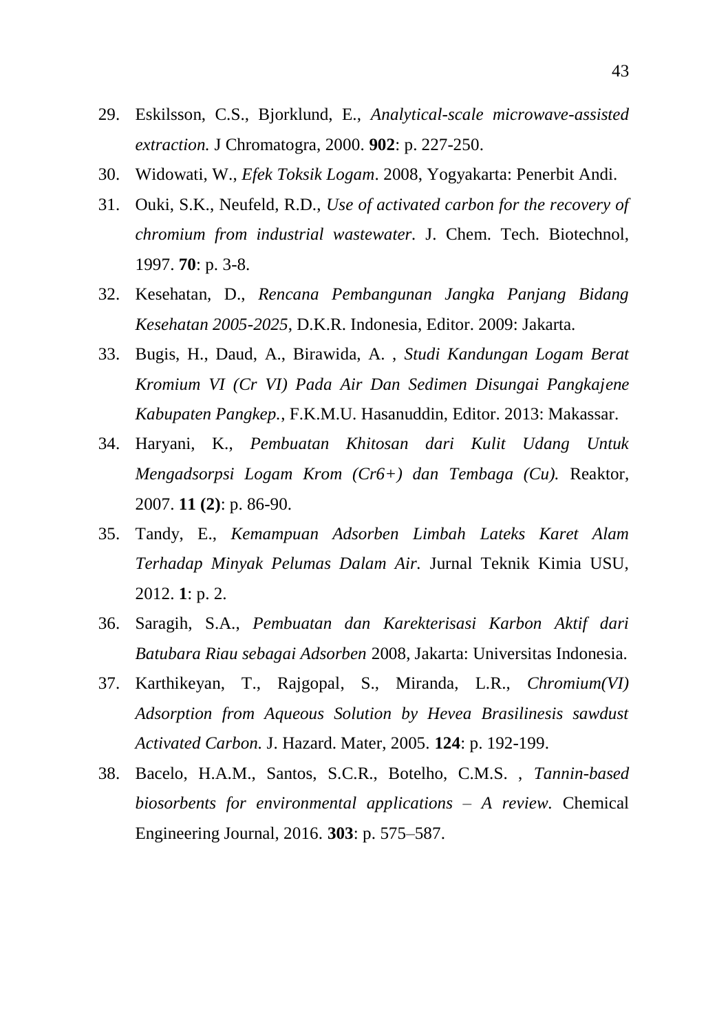29. Eskilsson, C.S., Bjorklund, E., *Analytical-scale microwave-assisted extraction.* J Chromatogra, 2000. **902**: p. 227-250.
30. Widowati, W., *Efek Toksik Logam*. 2008, Yogyakarta: Penerbit Andi.
31. Ouki, S.K., Neufeld, R.D., *Use of activated carbon for the recovery of chromium from industrial wastewater.* J. Chem. Tech. Biotechnol, 1997. **70**: p. 3-8.
32. Kesehatan, D., *Rencana Pembangunan Jangka Panjang Bidang Kesehatan 2005-2025*, D.K.R. Indonesia, Editor. 2009: Jakarta.
33. Bugis, H., Daud, A., Birawida, A. , *Studi Kandungan Logam Berat Kromium VI (Cr VI) Pada Air Dan Sedimen Disungai Pangkajene Kabupaten Pangkep.*, F.K.M.U. Hasanuddin, Editor. 2013: Makassar.
34. Haryani, K., *Pembuatan Khitosan dari Kulit Udang Untuk Mengadsorpsi Logam Krom (Cr6+) dan Tembaga (Cu).* Reaktor, 2007. **11 (2)**: p. 86-90.
35. Tandy, E., *Kemampuan Adsorben Limbah Lateks Karet Alam Terhadap Minyak Pelumas Dalam Air.* Jurnal Teknik Kimia USU, 2012. **1**: p. 2.
36. Saragih, S.A., *Pembuatan dan Karekterisasi Karbon Aktif dari Batubara Riau sebagai Adsorben* 2008, Jakarta: Universitas Indonesia.
37. Karthikeyan, T., Rajgopal, S., Miranda, L.R., *Chromium(VI) Adsorption from Aqueous Solution by Hevea Brasilinesis sawdust Activated Carbon.* J. Hazard. Mater, 2005. **124**: p. 192-199.
38. Bacelo, H.A.M., Santos, S.C.R., Botelho, C.M.S. , *Tannin-based biosorbents for environmental applications – A review.* Chemical Engineering Journal, 2016. **303**: p. 575–587.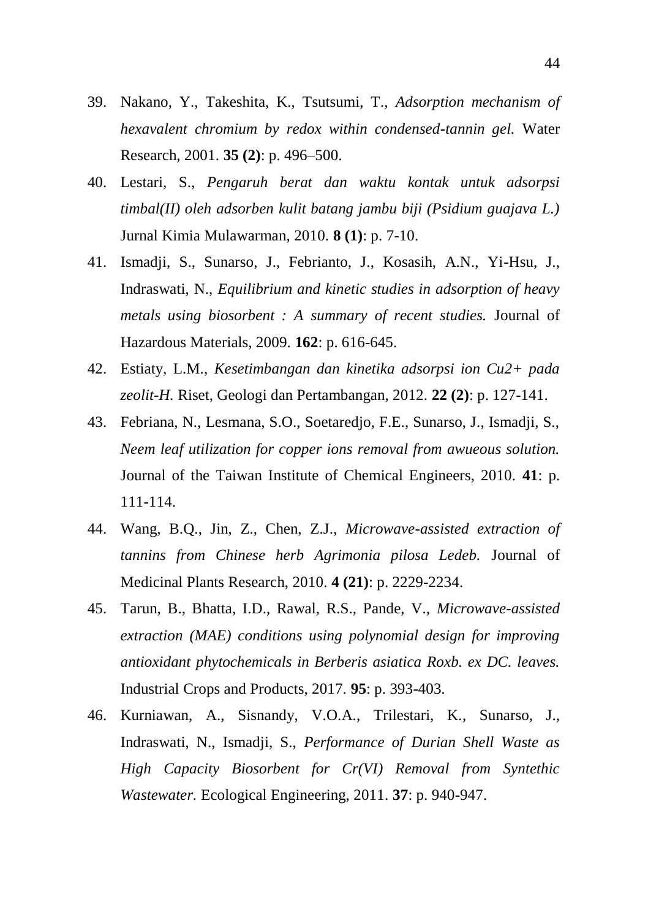39. Nakano, Y., Takeshita, K., Tsutsumi, T., *Adsorption mechanism of hexavalent chromium by redox within condensed-tannin gel.* Water Research, 2001. **35 (2)**: p. 496–500.
40. Lestari, S., *Pengaruh berat dan waktu kontak untuk adsorpsi timbal(II) oleh adsorben kulit batang jambu biji (Psidium guajava L.)* Jurnal Kimia Mulawarman, 2010. **8 (1)**: p. 7-10.
41. Ismadji, S., Sunarso, J., Febrianto, J., Kosasih, A.N., Yi-Hsu, J., Indraswati, N., *Equilibrium and kinetic studies in adsorption of heavy metals using biosorbent : A summary of recent studies.* Journal of Hazardous Materials, 2009. **162**: p. 616-645.
42. Estiaty, L.M., *Kesetimbangan dan kinetika adsorpsi ion Cu2+ pada zeolit-H.* Riset, Geologi dan Pertambangan, 2012. **22 (2)**: p. 127-141.
43. Febriana, N., Lesmana, S.O., Soetaredjo, F.E., Sunarso, J., Ismadji, S., *Neem leaf utilization for copper ions removal from awueous solution.* Journal of the Taiwan Institute of Chemical Engineers, 2010. **41**: p. 111-114.
44. Wang, B.Q., Jin, Z., Chen, Z.J., *Microwave-assisted extraction of tannins from Chinese herb Agrimonia pilosa Ledeb.* Journal of Medicinal Plants Research, 2010. **4 (21)**: p. 2229-2234.
45. Tarun, B., Bhatta, I.D., Rawal, R.S., Pande, V., *Microwave-assisted extraction (MAE) conditions using polynomial design for improving antioxidant phytochemicals in Berberis asiatica Roxb. ex DC. leaves.* Industrial Crops and Products, 2017. **95**: p. 393-403.
46. Kurniawan, A., Sisnandy, V.O.A., Trilestari, K., Sunarso, J., Indraswati, N., Ismadji, S., *Performance of Durian Shell Waste as High Capacity Biosorbent for Cr(VI) Removal from Syntethic Wastewater.* Ecological Engineering, 2011. **37**: p. 940-947.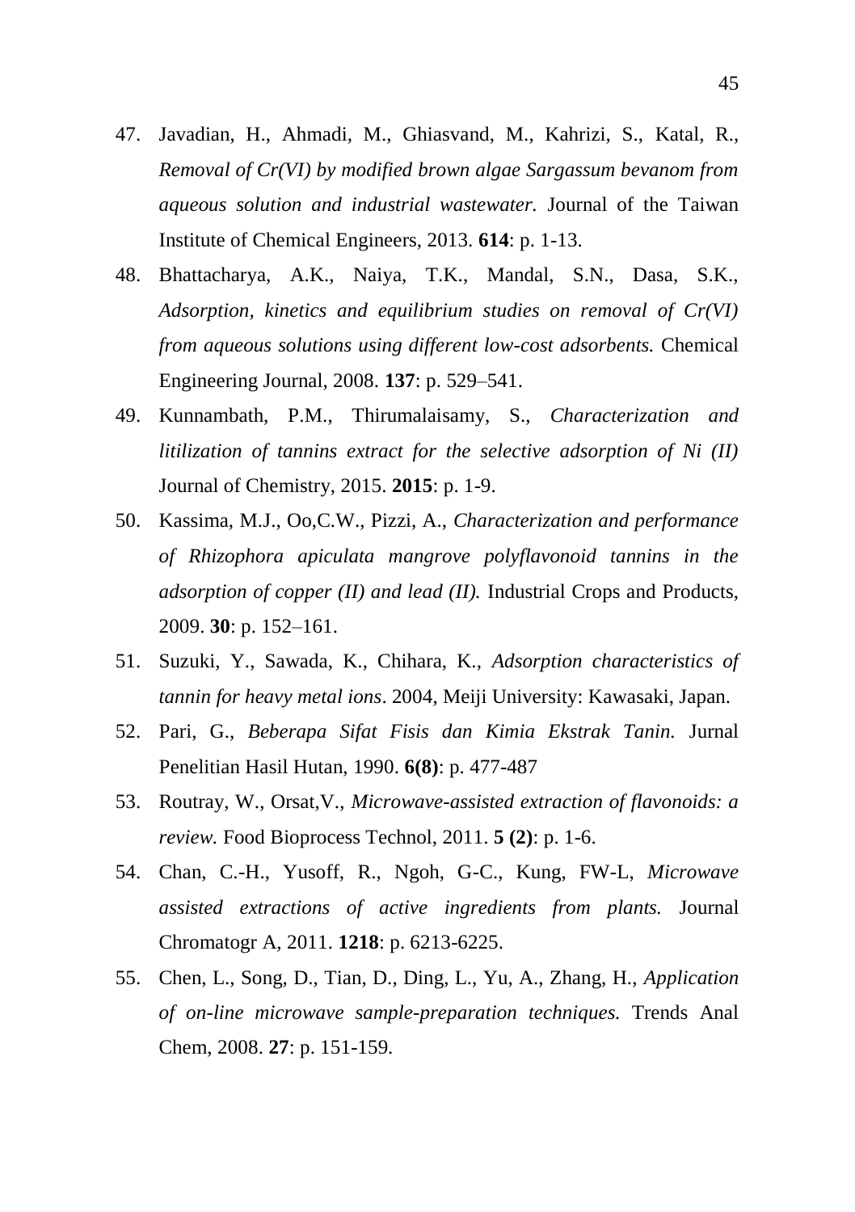47. Javadian, H., Ahmadi, M., Ghiasvand, M., Kahrizi, S., Katal, R., *Removal of Cr(VI) by modified brown algae Sargassum bevanom from aqueous solution and industrial wastewater.* Journal of the Taiwan Institute of Chemical Engineers, 2013. **614**: p. 1-13.
48. Bhattacharya, A.K., Naiya, T.K., Mandal, S.N., Dasa, S.K., *Adsorption, kinetics and equilibrium studies on removal of Cr(VI) from aqueous solutions using different low-cost adsorbents.* Chemical Engineering Journal, 2008. **137**: p. 529–541.
49. Kunnambath, P.M., Thirumalaisamy, S., *Characterization and litilization of tannins extract for the selective adsorption of Ni (II)* Journal of Chemistry, 2015. **2015**: p. 1-9.
50. Kassima, M.J., Oo,C.W., Pizzi, A., *Characterization and performance of Rhizophora apiculata mangrove polyflavonoid tannins in the adsorption of copper (II) and lead (II).* Industrial Crops and Products, 2009. **30**: p. 152–161.
51. Suzuki, Y., Sawada, K., Chihara, K., *Adsorption characteristics of tannin for heavy metal ions*. 2004, Meiji University: Kawasaki, Japan.
52. Pari, G., *Beberapa Sifat Fisis dan Kimia Ekstrak Tanin.* Jurnal Penelitian Hasil Hutan, 1990. **6(8)**: p. 477-487
53. Routray, W., Orsat,V., *Microwave-assisted extraction of flavonoids: a review.* Food Bioprocess Technol, 2011. **5 (2)**: p. 1-6.
54. Chan, C.-H., Yusoff, R., Ngoh, G-C., Kung, FW-L, *Microwave assisted extractions of active ingredients from plants.* Journal Chromatogr A, 2011. **1218**: p. 6213-6225.
55. Chen, L., Song, D., Tian, D., Ding, L., Yu, A., Zhang, H., *Application of on-line microwave sample-preparation techniques.* Trends Anal Chem, 2008. **27**: p. 151-159.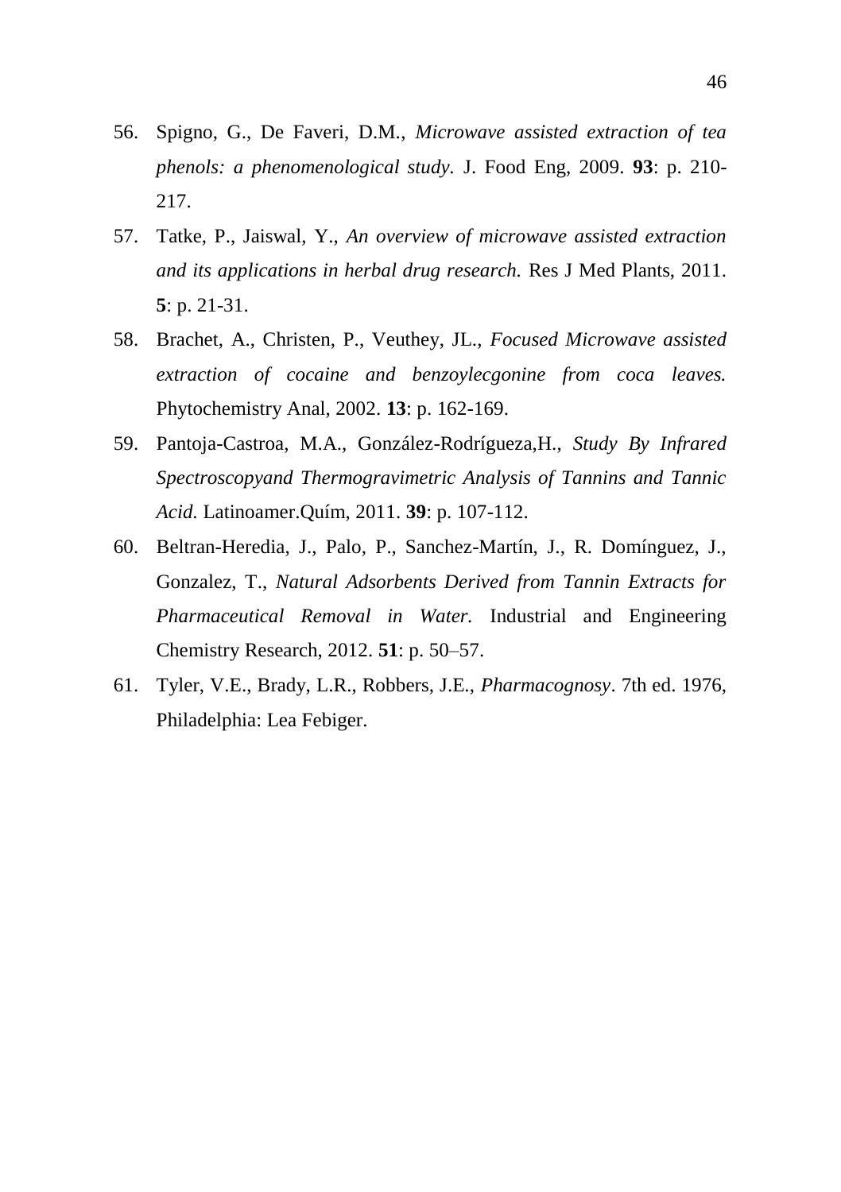56. Spigno, G., De Faveri, D.M., *Microwave assisted extraction of tea phenols: a phenomenological study.* J. Food Eng, 2009. **93**: p. 210-217.
57. Tatke, P., Jaiswal, Y., *An overview of microwave assisted extraction and its applications in herbal drug research.* Res J Med Plants, 2011. **5**: p. 21-31.
58. Brachet, A., Christen, P., Veuthey, JL., *Focused Microwave assisted extraction of cocaine and benzoylecgonine from coca leaves.* Phytochemistry Anal, 2002. **13**: p. 162-169.
59. Pantoja-Castroa, M.A., González-Rodrígueza,H., *Study By Infrared Spectroscopyand Thermogravimetric Analysis of Tannins and Tannic Acid.* Latinoamer.Quím, 2011. **39**: p. 107-112.
60. Beltran-Heredia, J., Palo, P., Sanchez-Martín, J., R. Domínguez, J., Gonzalez, T., *Natural Adsorbents Derived from Tannin Extracts for Pharmaceutical Removal in Water.* Industrial and Engineering Chemistry Research, 2012. **51**: p. 50–57.
61. Tyler, V.E., Brady, L.R., Robbers, J.E., *Pharmacognosy*. 7th ed. 1976, Philadelphia: Lea Febiger.